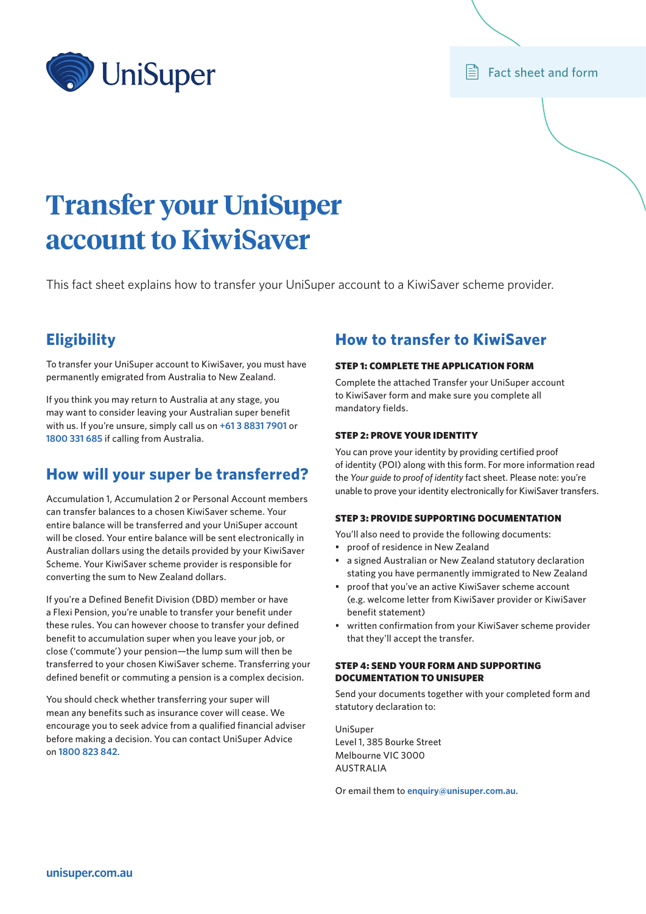Fact sheet and form

# Transfer your UniSuper account to KiwiSaver

This fact sheet explains how to transfer your UniSuper account to a KiwiSaver scheme provider.

## Eligibility

To transfer your UniSuper account to KiwiSaver, you must have permanently emigrated from Australia to New Zealand.

If you think you may return to Australia at any stage, you may want to consider leaving your Australian super benefit with us. If you're unsure, simply call us on +61 3 8831 7901 or 1800 331 685 if calling from Australia.

## How will your super be transferred?

Accumulation 1, Accumulation 2 or Personal Account members can transfer balances to a chosen KiwiSaver scheme. Your entire balance will be transferred and your UniSuper account will be closed. Your entire balance will be sent electronically in Australian dollars using the details provided by your KiwiSaver Scheme. Your KiwiSaver scheme provider is responsible for converting the sum to New Zealand dollars.

If you're a Defined Benefit Division (DBD) member or have a Flexi Pension, you're unable to transfer your benefit under these rules. You can however choose to transfer your defined benefit to accumulation super when you leave your job, or close ('commute') your pension—the lump sum will then be transferred to your chosen KiwiSaver scheme. Transferring your defined benefit or commuting a pension is a complex decision.

You should check whether transferring your super will mean any benefits such as insurance cover will cease. We encourage you to seek advice from a qualified financial adviser before making a decision. You can contact UniSuper Advice on 1800 823 842.

## How to transfer to KiwiSaver

### STEP 1: COMPLETE THE APPLICATION FORM

Complete the attached Transfer your UniSuper account to KiwiSaver form and make sure you complete all mandatory fields.

### STEP 2: PROVE YOUR IDENTITY

You can prove your identity by providing certified proof of identity (POI) along with this form. For more information read the *Your guide to proof of identity* fact sheet. Please note: you're unable to prove your identity electronically for KiwiSaver transfers.

### STEP 3: PROVIDE SUPPORTING DOCUMENTATION

You'll also need to provide the following documents:

- proof of residence in New Zealand
- a signed Australian or New Zealand statutory declaration stating you have permanently immigrated to New Zealand
- proof that you've an active KiwiSaver scheme account (e.g. welcome letter from KiwiSaver provider or KiwiSaver benefit statement)
- written confirmation from your KiwiSaver scheme provider that they'll accept the transfer.

### STEP 4: SEND YOUR FORM AND SUPPORTING DOCUMENTATION TO UNISUPER

Send your documents together with your completed form and statutory declaration to:

UniSuper
Level 1, 385 Bourke Street
Melbourne VIC 3000
AUSTRALIA

Or email them to **enquiry@unisuper.com.au**.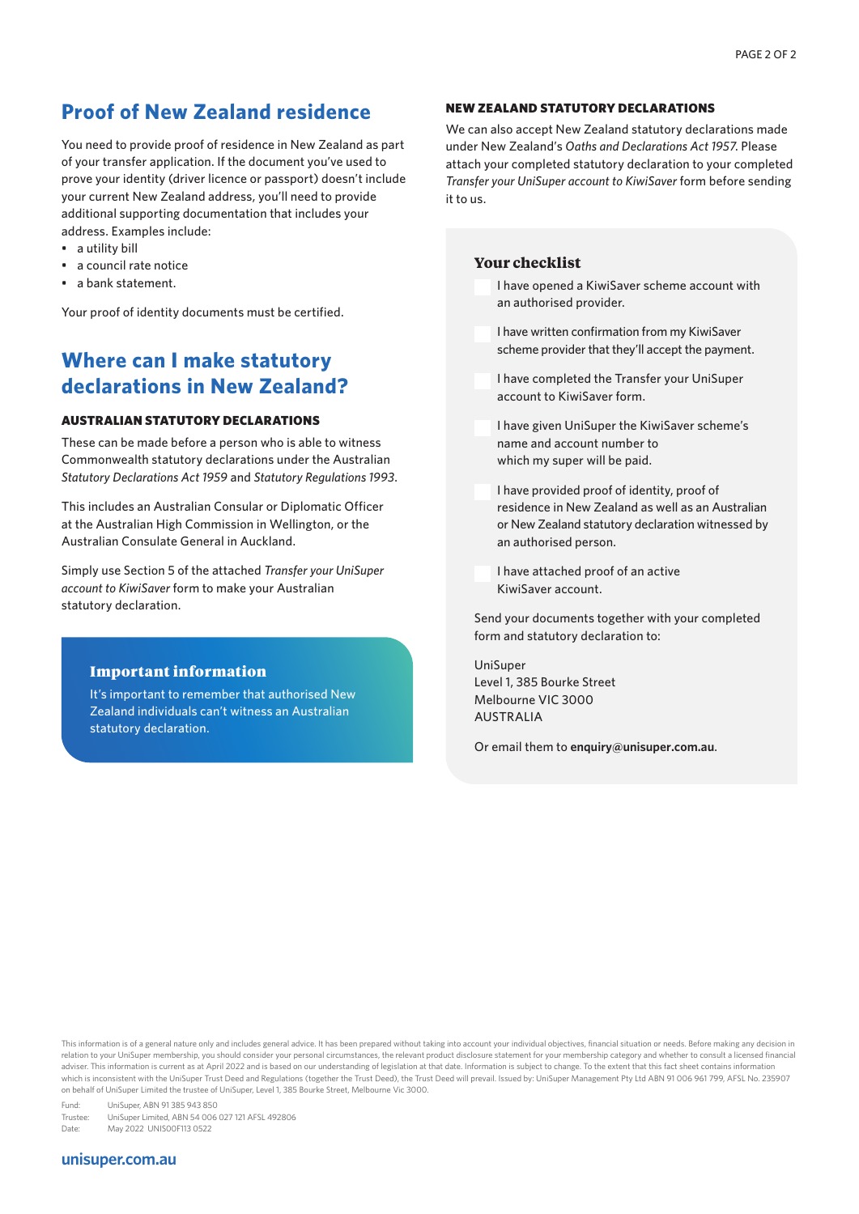## Proof of New Zealand residence

You need to provide proof of residence in New Zealand as part of your transfer application. If the document you've used to prove your identity (driver licence or passport) doesn't include your current New Zealand address, you'll need to provide additional supporting documentation that includes your address. Examples include:

- a utility bill
- a council rate notice
- a bank statement.

Your proof of identity documents must be certified.

## Where can I make statutory declarations in New Zealand?

### AUSTRALIAN STATUTORY DECLARATIONS

These can be made before a person who is able to witness Commonwealth statutory declarations under the Australian *Statutory Declarations Act 1959* and *Statutory Regulations 1993*.

This includes an Australian Consular or Diplomatic Officer at the Australian High Commission in Wellington, or the Australian Consulate General in Auckland.

Simply use Section 5 of the attached *Transfer your UniSuper account to KiwiSaver* form to make your Australian statutory declaration.

### Important information

It's important to remember that authorised New Zealand individuals can't witness an Australian statutory declaration.

### NEW ZEALAND STATUTORY DECLARATIONS

We can also accept New Zealand statutory declarations made under New Zealand's *Oaths and Declarations Act 1957*. Please attach your completed statutory declaration to your completed *Transfer your UniSuper account to KiwiSaver* form before sending it to us.

### Your checklist

- [ ] I have opened a KiwiSaver scheme account with an authorised provider.
- [ ] I have written confirmation from my KiwiSaver scheme provider that they'll accept the payment.
- [ ] I have completed the Transfer your UniSuper account to KiwiSaver form.
- [ ] I have given UniSuper the KiwiSaver scheme's name and account number to which my super will be paid.
- [ ] I have provided proof of identity, proof of residence in New Zealand as well as an Australian or New Zealand statutory declaration witnessed by an authorised person.
- [ ] I have attached proof of an active KiwiSaver account.

Send your documents together with your completed form and statutory declaration to:

UniSuper
Level 1, 385 Bourke Street
Melbourne VIC 3000
AUSTRALIA

Or email them to **enquiry@unisuper.com.au**.

This information is of a general nature only and includes general advice. It has been prepared without taking into account your individual objectives, financial situation or needs. Before making any decision in relation to your UniSuper membership, you should consider your personal circumstances, the relevant product disclosure statement for your membership category and whether to consult a licensed financial adviser. This information is current as at April 2022 and is based on our understanding of legislation at that date. Information is subject to change. To the extent that this fact sheet contains information which is inconsistent with the UniSuper Trust Deed and Regulations (together the Trust Deed), the Trust Deed will prevail. Issued by: UniSuper Management Pty Ltd ABN 91 006 961 799, AFSL No. 235907 on behalf of UniSuper Limited the trustee of UniSuper, Level 1, 385 Bourke Street, Melbourne Vic 3000.

Fund: UniSuper, ABN 91 385 943 850
Trustee: UniSuper Limited, ABN 54 006 027 121 AFSL 492806
Date: May 2022 UNISOOF113 0522

**unisuper.com.au**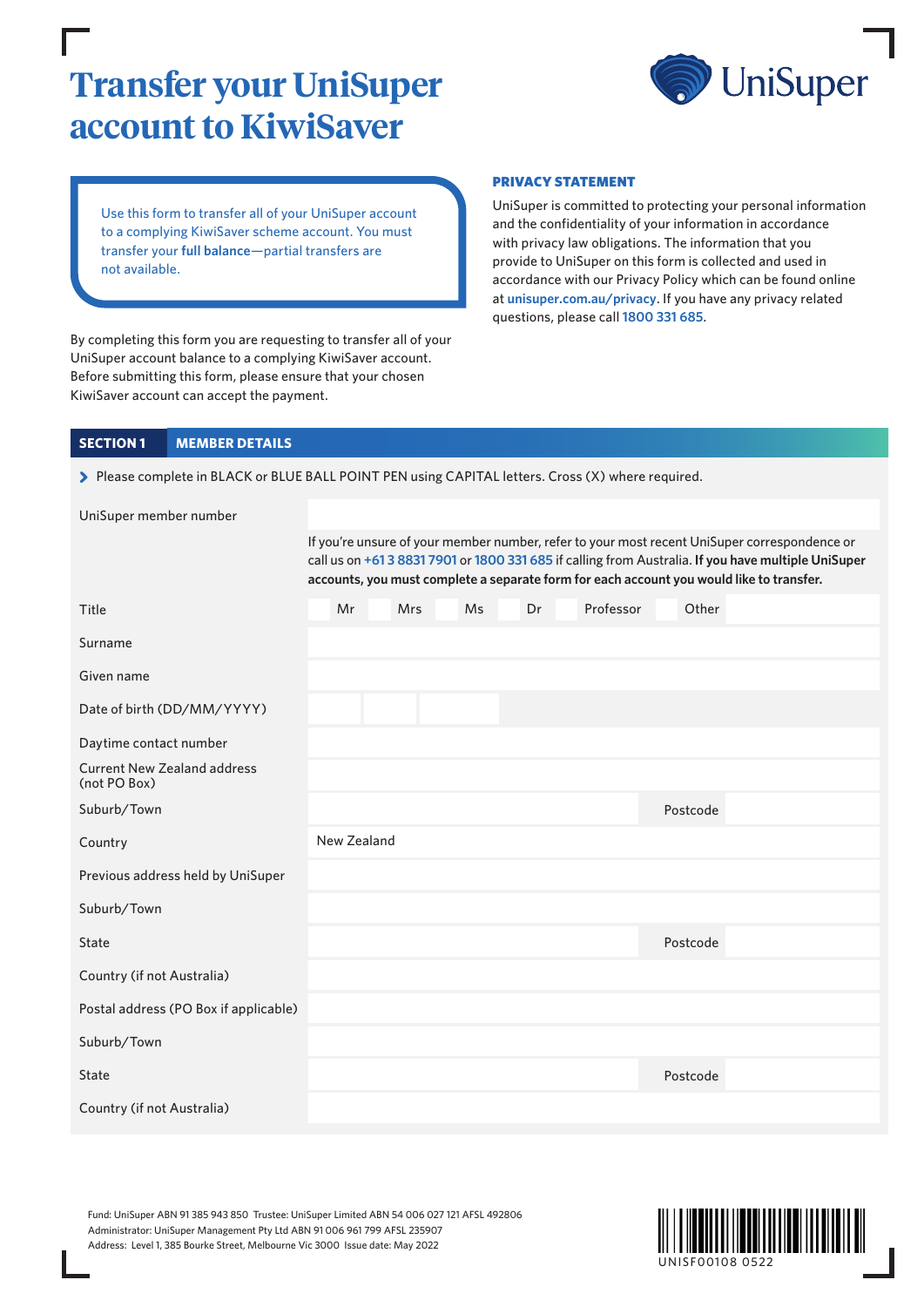# Transfer your UniSuper account to KiwiSaver

UniSuper

Use this form to transfer all of your UniSuper account to a complying KiwiSaver scheme account. You must transfer your **full balance**—partial transfers are not available.

By completing this form you are requesting to transfer all of your UniSuper account balance to a complying KiwiSaver account. Before submitting this form, please ensure that your chosen KiwiSaver account can accept the payment.

### PRIVACY STATEMENT

UniSuper is committed to protecting your personal information and the confidentiality of your information in accordance with privacy law obligations. The information that you provide to UniSuper on this form is collected and used in accordance with our Privacy Policy which can be found online at **unisuper.com.au/privacy**. If you have any privacy related questions, please call **1800 331 685**.

## SECTION 1 MEMBER DETAILS

> Please complete in BLACK or BLUE BALL POINT PEN using CAPITAL letters. Cross (X) where required.

| | |
|---|---|
| UniSuper member number | |
| | If you're unsure of your member number, refer to your most recent UniSuper correspondence or call us on **+61 3 8831 7901** or **1800 331 685** if calling from Australia. **If you have multiple UniSuper accounts, you must complete a separate form for each account you would like to transfer.** |
| Title | ☐ Mr ☐ Mrs ☐ Ms ☐ Dr ☐ Professor ☐ Other |
| Surname | |
| Given name | |
| Date of birth (DD/MM/YYYY) | |
| Daytime contact number | |
| Current New Zealand address (not PO Box) | |
| Suburb/Town | Postcode |
| Country | New Zealand |
| Previous address held by UniSuper | |
| Suburb/Town | |
| State | Postcode |
| Country (if not Australia) | |
| Postal address (PO Box if applicable) | |
| Suburb/Town | |
| State | Postcode |
| Country (if not Australia) | |

Fund: UniSuper ABN 91 385 943 850 Trustee: UniSuper Limited ABN 54 006 027 121 AFSL 492806
Administrator: UniSuper Management Pty Ltd ABN 91 006 961 799 AFSL 235907
Address: Level 1, 385 Bourke Street, Melbourne Vic 3000 Issue date: May 2022

UNISF00108 0522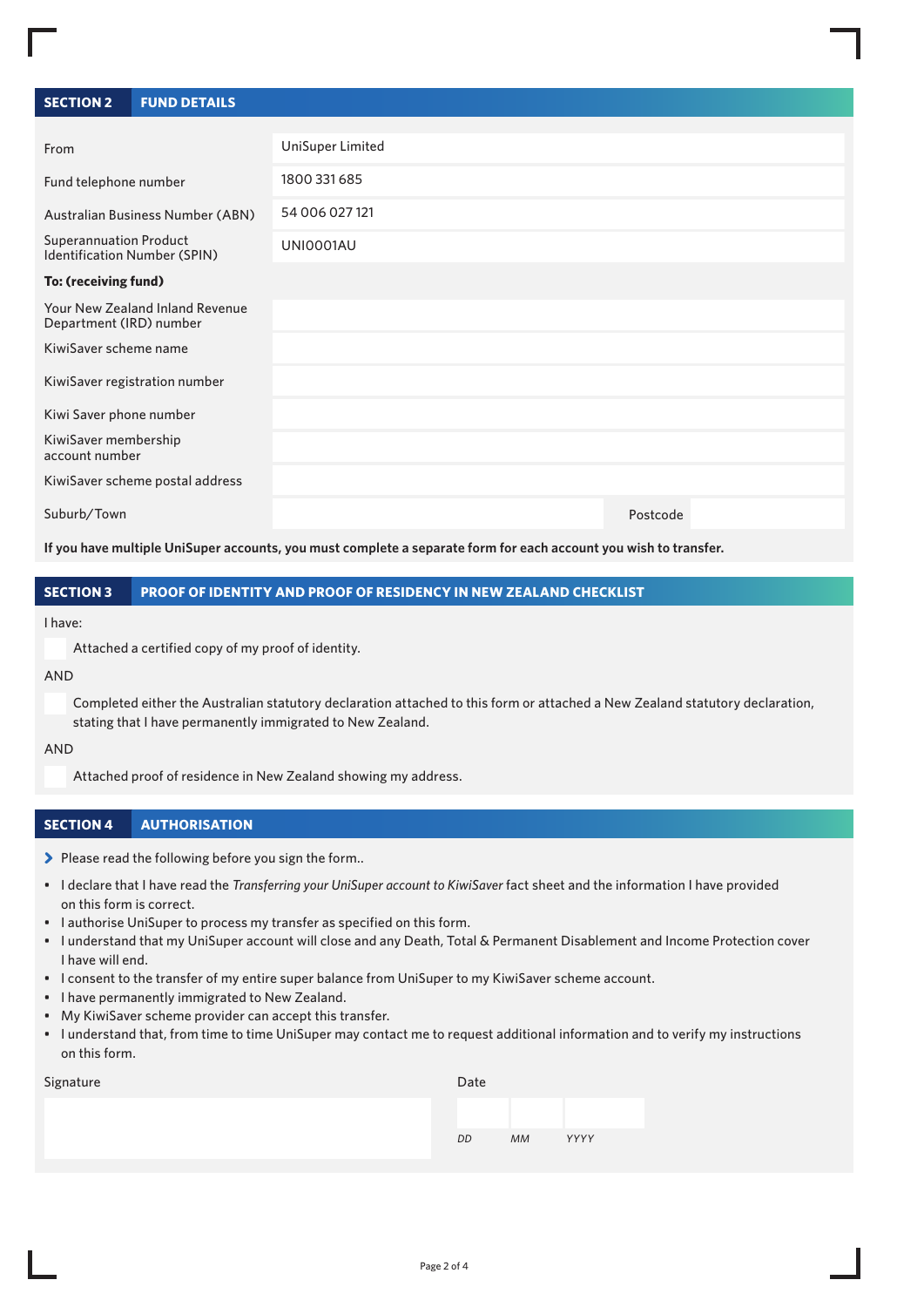## SECTION 2 FUND DETAILS

| | |
|---|---|
| From | UniSuper Limited |
| Fund telephone number | 1800 331 685 |
| Australian Business Number (ABN) | 54 006 027 121 |
| Superannuation Product Identification Number (SPIN) | UNI0001AU |
| **To: (receiving fund)** | |
| Your New Zealand Inland Revenue Department (IRD) number | |
| KiwiSaver scheme name | |
| KiwiSaver registration number | |
| Kiwi Saver phone number | |
| KiwiSaver membership account number | |
| KiwiSaver scheme postal address | |
| Suburb/Town | Postcode |

**If you have multiple UniSuper accounts, you must complete a separate form for each account you wish to transfer.**

## SECTION 3 PROOF OF IDENTITY AND PROOF OF RESIDENCY IN NEW ZEALAND CHECKLIST

I have:

☐ Attached a certified copy of my proof of identity.

AND

☐ Completed either the Australian statutory declaration attached to this form or attached a New Zealand statutory declaration, stating that I have permanently immigrated to New Zealand.

AND

☐ Attached proof of residence in New Zealand showing my address.

## SECTION 4 AUTHORISATION

> Please read the following before you sign the form..

- I declare that I have read the *Transferring your UniSuper account to KiwiSaver* fact sheet and the information I have provided on this form is correct.
- I authorise UniSuper to process my transfer as specified on this form.
- I understand that my UniSuper account will close and any Death, Total & Permanent Disablement and Income Protection cover I have will end.
- I consent to the transfer of my entire super balance from UniSuper to my KiwiSaver scheme account.
- I have permanently immigrated to New Zealand.
- My KiwiSaver scheme provider can accept this transfer.
- I understand that, from time to time UniSuper may contact me to request additional information and to verify my instructions on this form.

Signature

Date

*DD* *MM* *YYYY*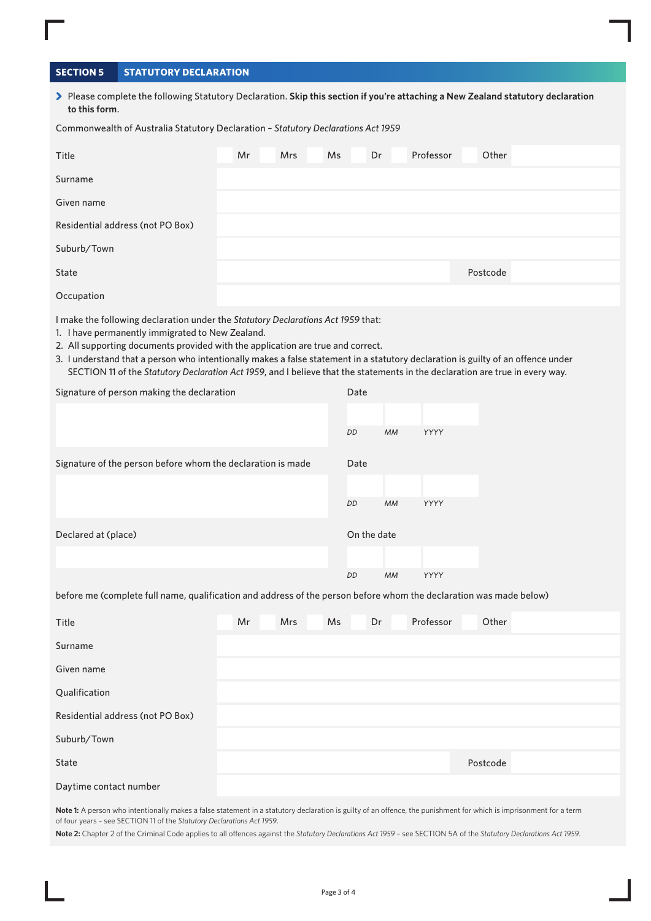## SECTION 5 STATUTORY DECLARATION

> Please complete the following Statutory Declaration. **Skip this section if you're attaching a New Zealand statutory declaration to this form.**

Commonwealth of Australia Statutory Declaration – *Statutory Declarations Act 1959*

| | |
|---|---|
| Title | Mr / Mrs / Ms / Dr / Professor / Other |
| Surname | |
| Given name | |
| Residential address (not PO Box) | |
| Suburb/Town | |
| State | Postcode |
| Occupation | |

I make the following declaration under the *Statutory Declarations Act 1959* that:

1. I have permanently immigrated to New Zealand.
2. All supporting documents provided with the application are true and correct.
3. I understand that a person who intentionally makes a false statement in a statutory declaration is guilty of an offence under SECTION 11 of the *Statutory Declaration Act 1959*, and I believe that the statements in the declaration are true in every way.

| | |
|---|---|
| Signature of person making the declaration | Date DD MM YYYY |
| Signature of the person before whom the declaration is made | Date DD MM YYYY |
| Declared at (place) | On the date DD MM YYYY |

before me (complete full name, qualification and address of the person before whom the declaration was made below)

| | |
|---|---|
| Title | Mr / Mrs / Ms / Dr / Professor / Other |
| Surname | |
| Given name | |
| Qualification | |
| Residential address (not PO Box) | |
| Suburb/Town | |
| State | Postcode |
| Daytime contact number | |

**Note 1:** A person who intentionally makes a false statement in a statutory declaration is guilty of an offence, the punishment for which is imprisonment for a term of four years – see SECTION 11 of the *Statutory Declarations Act 1959*.

**Note 2:** Chapter 2 of the Criminal Code applies to all offences against the *Statutory Declarations Act 1959* – see SECTION 5A of the *Statutory Declarations Act 1959*.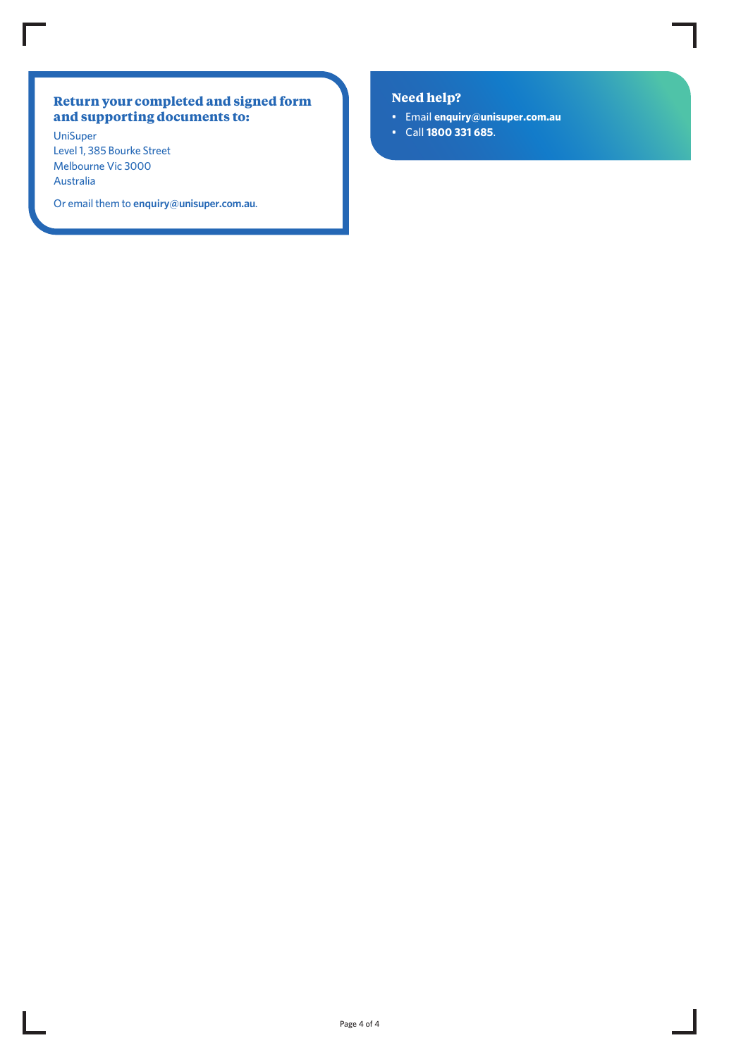### Return your completed and signed form and supporting documents to:

UniSuper
Level 1, 385 Bourke Street
Melbourne Vic 3000
Australia

Or email them to **enquiry@unisuper.com.au**.

### Need help?

- Email **enquiry@unisuper.com.au**
- Call **1800 331 685**.